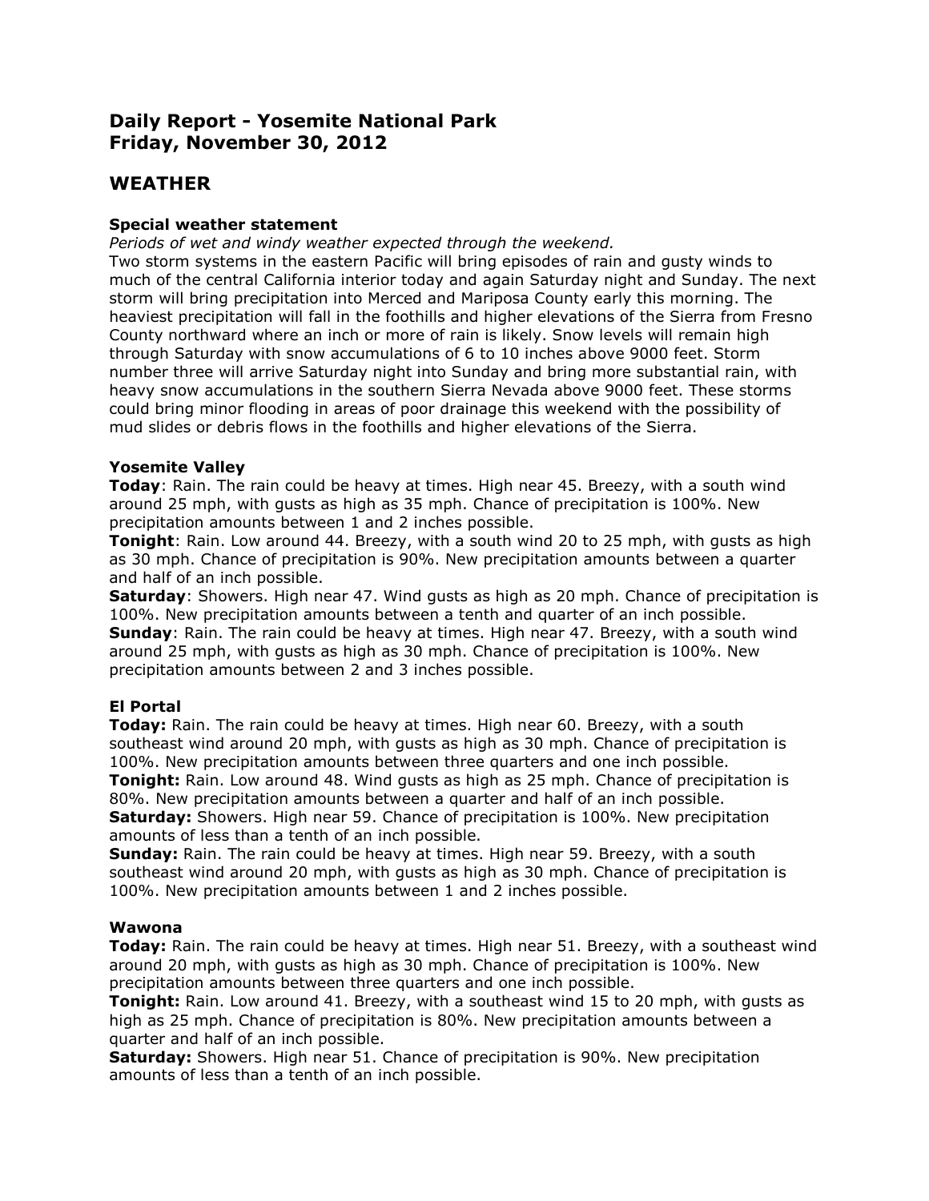# Daily Report - Yosemite National Park
# Friday, November 30, 2012

## WEATHER

### Special weather statement

*Periods of wet and windy weather expected through the weekend.*

Two storm systems in the eastern Pacific will bring episodes of rain and gusty winds to much of the central California interior today and again Saturday night and Sunday. The next storm will bring precipitation into Merced and Mariposa County early this morning. The heaviest precipitation will fall in the foothills and higher elevations of the Sierra from Fresno County northward where an inch or more of rain is likely. Snow levels will remain high through Saturday with snow accumulations of 6 to 10 inches above 9000 feet. Storm number three will arrive Saturday night into Sunday and bring more substantial rain, with heavy snow accumulations in the southern Sierra Nevada above 9000 feet. These storms could bring minor flooding in areas of poor drainage this weekend with the possibility of mud slides or debris flows in the foothills and higher elevations of the Sierra.

### Yosemite Valley

**Today**: Rain. The rain could be heavy at times. High near 45. Breezy, with a south wind around 25 mph, with gusts as high as 35 mph. Chance of precipitation is 100%. New precipitation amounts between 1 and 2 inches possible.

**Tonight**: Rain. Low around 44. Breezy, with a south wind 20 to 25 mph, with gusts as high as 30 mph. Chance of precipitation is 90%. New precipitation amounts between a quarter and half of an inch possible.

**Saturday**: Showers. High near 47. Wind gusts as high as 20 mph. Chance of precipitation is 100%. New precipitation amounts between a tenth and quarter of an inch possible.

**Sunday**: Rain. The rain could be heavy at times. High near 47. Breezy, with a south wind around 25 mph, with gusts as high as 30 mph. Chance of precipitation is 100%. New precipitation amounts between 2 and 3 inches possible.

### El Portal

**Today:** Rain. The rain could be heavy at times. High near 60. Breezy, with a south southeast wind around 20 mph, with gusts as high as 30 mph. Chance of precipitation is 100%. New precipitation amounts between three quarters and one inch possible.

**Tonight:** Rain. Low around 48. Wind gusts as high as 25 mph. Chance of precipitation is 80%. New precipitation amounts between a quarter and half of an inch possible.

**Saturday:** Showers. High near 59. Chance of precipitation is 100%. New precipitation amounts of less than a tenth of an inch possible.

**Sunday:** Rain. The rain could be heavy at times. High near 59. Breezy, with a south southeast wind around 20 mph, with gusts as high as 30 mph. Chance of precipitation is 100%. New precipitation amounts between 1 and 2 inches possible.

### Wawona

**Today:** Rain. The rain could be heavy at times. High near 51. Breezy, with a southeast wind around 20 mph, with gusts as high as 30 mph. Chance of precipitation is 100%. New precipitation amounts between three quarters and one inch possible.

**Tonight:** Rain. Low around 41. Breezy, with a southeast wind 15 to 20 mph, with gusts as high as 25 mph. Chance of precipitation is 80%. New precipitation amounts between a quarter and half of an inch possible.

**Saturday:** Showers. High near 51. Chance of precipitation is 90%. New precipitation amounts of less than a tenth of an inch possible.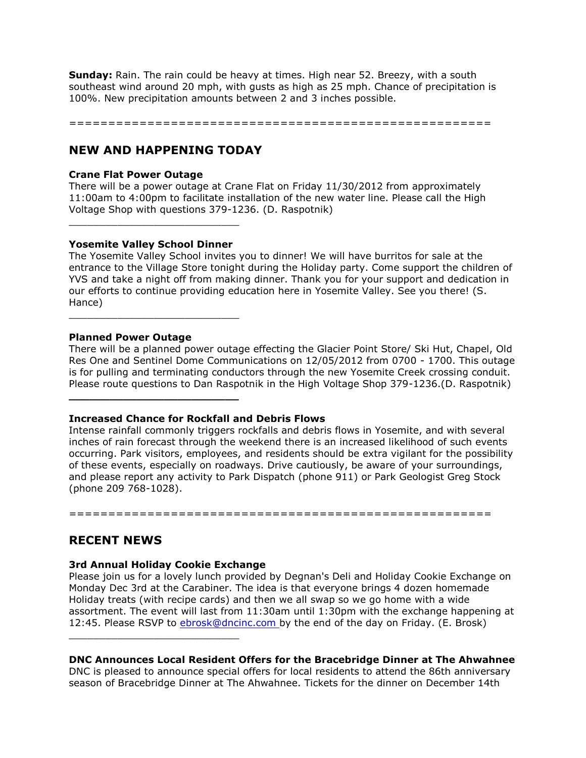**Sunday:** Rain. The rain could be heavy at times. High near 52. Breezy, with a south southeast wind around 20 mph, with gusts as high as 25 mph. Chance of precipitation is 100%. New precipitation amounts between 2 and 3 inches possible.

========================================================

## NEW AND HAPPENING TODAY

**Crane Flat Power Outage**
There will be a power outage at Crane Flat on Friday 11/30/2012 from approximately 11:00am to 4:00pm to facilitate installation of the new water line. Please call the High Voltage Shop with questions 379-1236. (D. Raspotnik)

---

**Yosemite Valley School Dinner**
The Yosemite Valley School invites you to dinner! We will have burritos for sale at the entrance to the Village Store tonight during the Holiday party. Come support the children of YVS and take a night off from making dinner. Thank you for your support and dedication in our efforts to continue providing education here in Yosemite Valley. See you there! (S. Hance)

---

**Planned Power Outage**
There will be a planned power outage effecting the Glacier Point Store/ Ski Hut, Chapel, Old Res One and Sentinel Dome Communications on 12/05/2012 from 0700 - 1700. This outage is for pulling and terminating conductors through the new Yosemite Creek crossing conduit. Please route questions to Dan Raspotnik in the High Voltage Shop 379-1236.(D. Raspotnik)

---

**Increased Chance for Rockfall and Debris Flows**
Intense rainfall commonly triggers rockfalls and debris flows in Yosemite, and with several inches of rain forecast through the weekend there is an increased likelihood of such events occurring. Park visitors, employees, and residents should be extra vigilant for the possibility of these events, especially on roadways. Drive cautiously, be aware of your surroundings, and please report any activity to Park Dispatch (phone 911) or Park Geologist Greg Stock (phone 209 768-1028).

========================================================

## RECENT NEWS

**3rd Annual Holiday Cookie Exchange**
Please join us for a lovely lunch provided by Degnan's Deli and Holiday Cookie Exchange on Monday Dec 3rd at the Carabiner. The idea is that everyone brings 4 dozen homemade Holiday treats (with recipe cards) and then we all swap so we go home with a wide assortment. The event will last from 11:30am until 1:30pm with the exchange happening at 12:45. Please RSVP to ebrosk@dncinc.com by the end of the day on Friday. (E. Brosk)

---

**DNC Announces Local Resident Offers for the Bracebridge Dinner at The Ahwahnee**
DNC is pleased to announce special offers for local residents to attend the 86th anniversary season of Bracebridge Dinner at The Ahwahnee. Tickets for the dinner on December 14th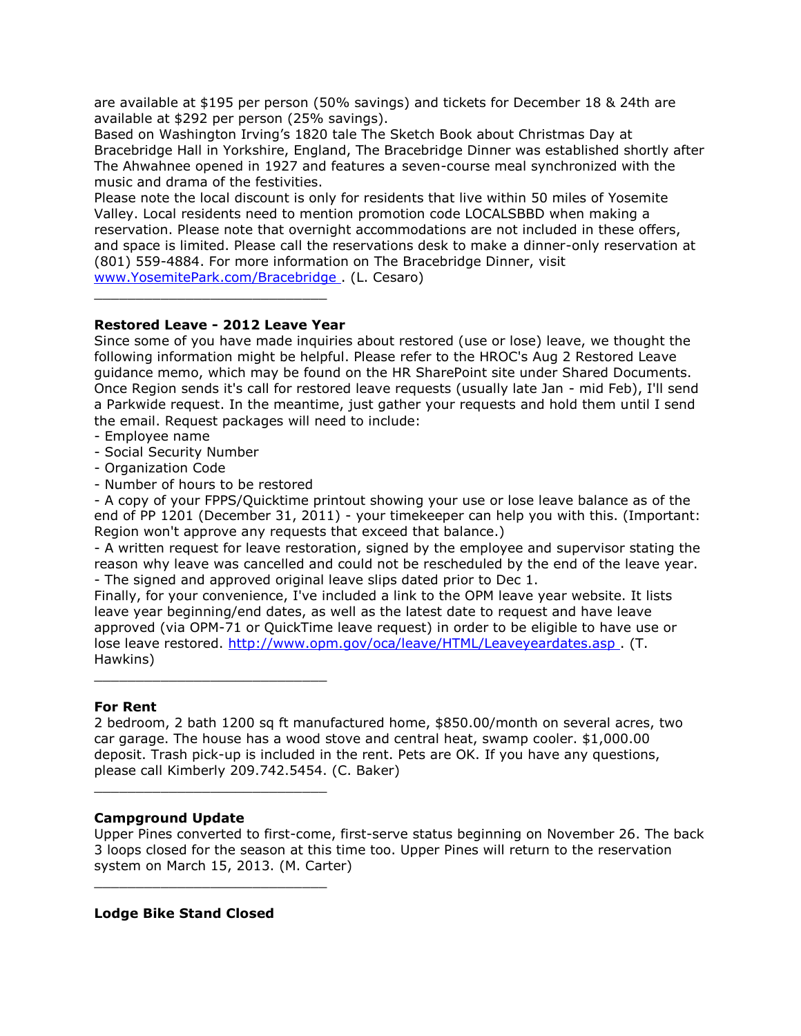are available at $195 per person (50% savings) and tickets for December 18 & 24th are available at $292 per person (25% savings).

Based on Washington Irving's 1820 tale The Sketch Book about Christmas Day at Bracebridge Hall in Yorkshire, England, The Bracebridge Dinner was established shortly after The Ahwahnee opened in 1927 and features a seven-course meal synchronized with the music and drama of the festivities.

Please note the local discount is only for residents that live within 50 miles of Yosemite Valley. Local residents need to mention promotion code LOCALSBBD when making a reservation. Please note that overnight accommodations are not included in these offers, and space is limited. Please call the reservations desk to make a dinner-only reservation at (801) 559-4884. For more information on The Bracebridge Dinner, visit [www.YosemitePark.com/Bracebridge](www.YosemitePark.com/Bracebridge) . (L. Cesaro)

---

**Restored Leave - 2012 Leave Year**

Since some of you have made inquiries about restored (use or lose) leave, we thought the following information might be helpful. Please refer to the HROC's Aug 2 Restored Leave guidance memo, which may be found on the HR SharePoint site under Shared Documents. Once Region sends it's call for restored leave requests (usually late Jan - mid Feb), I'll send a Parkwide request. In the meantime, just gather your requests and hold them until I send the email. Request packages will need to include:

- Employee name
- Social Security Number
- Organization Code
- Number of hours to be restored
- A copy of your FPPS/Quicktime printout showing your use or lose leave balance as of the end of PP 1201 (December 31, 2011) - your timekeeper can help you with this. (Important: Region won't approve any requests that exceed that balance.)
- A written request for leave restoration, signed by the employee and supervisor stating the reason why leave was cancelled and could not be rescheduled by the end of the leave year.
- The signed and approved original leave slips dated prior to Dec 1.

Finally, for your convenience, I've included a link to the OPM leave year website. It lists leave year beginning/end dates, as well as the latest date to request and have leave approved (via OPM-71 or QuickTime leave request) in order to be eligible to have use or lose leave restored. [http://www.opm.gov/oca/leave/HTML/Leaveyeardates.asp](http://www.opm.gov/oca/leave/HTML/Leaveyeardates.asp) . (T. Hawkins)

---

**For Rent**

2 bedroom, 2 bath 1200 sq ft manufactured home, $850.00/month on several acres, two car garage. The house has a wood stove and central heat, swamp cooler. $1,000.00 deposit. Trash pick-up is included in the rent. Pets are OK. If you have any questions, please call Kimberly 209.742.5454. (C. Baker)

---

**Campground Update**

Upper Pines converted to first-come, first-serve status beginning on November 26. The back 3 loops closed for the season at this time too. Upper Pines will return to the reservation system on March 15, 2013. (M. Carter)

---

**Lodge Bike Stand Closed**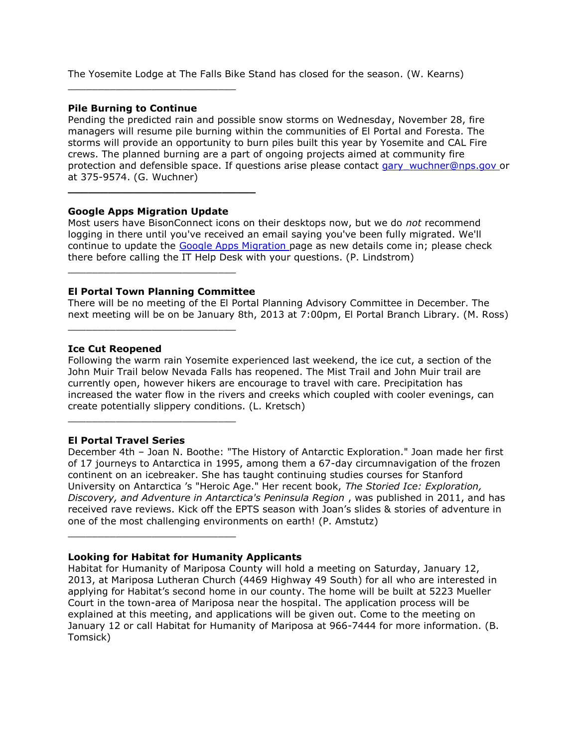The Yosemite Lodge at The Falls Bike Stand has closed for the season. (W. Kearns)

---

**Pile Burning to Continue**
Pending the predicted rain and possible snow storms on Wednesday, November 28, fire managers will resume pile burning within the communities of El Portal and Foresta. The storms will provide an opportunity to burn piles built this year by Yosemite and CAL Fire crews. The planned burning are a part of ongoing projects aimed at community fire protection and defensible space. If questions arise please contact [gary_wuchner@nps.gov](mailto:gary_wuchner@nps.gov) or at 375-9574. (G. Wuchner)

---

**Google Apps Migration Update**
Most users have BisonConnect icons on their desktops now, but we do *not* recommend logging in there until you've received an email saying you've been fully migrated. We'll continue to update the [Google Apps Migration](#) page as new details come in; please check there before calling the IT Help Desk with your questions. (P. Lindstrom)

---

**El Portal Town Planning Committee**
There will be no meeting of the El Portal Planning Advisory Committee in December. The next meeting will be on be January 8th, 2013 at 7:00pm, El Portal Branch Library. (M. Ross)

---

**Ice Cut Reopened**
Following the warm rain Yosemite experienced last weekend, the ice cut, a section of the John Muir Trail below Nevada Falls has reopened. The Mist Trail and John Muir trail are currently open, however hikers are encourage to travel with care. Precipitation has increased the water flow in the rivers and creeks which coupled with cooler evenings, can create potentially slippery conditions. (L. Kretsch)

---

**El Portal Travel Series**
December 4th – Joan N. Boothe: "The History of Antarctic Exploration." Joan made her first of 17 journeys to Antarctica in 1995, among them a 67-day circumnavigation of the frozen continent on an icebreaker. She has taught continuing studies courses for Stanford University on Antarctica 's "Heroic Age." Her recent book, *The Storied Ice: Exploration, Discovery, and Adventure in Antarctica's Peninsula Region* , was published in 2011, and has received rave reviews. Kick off the EPTS season with Joan's slides & stories of adventure in one of the most challenging environments on earth! (P. Amstutz)

---

**Looking for Habitat for Humanity Applicants**
Habitat for Humanity of Mariposa County will hold a meeting on Saturday, January 12, 2013, at Mariposa Lutheran Church (4469 Highway 49 South) for all who are interested in applying for Habitat's second home in our county. The home will be built at 5223 Mueller Court in the town-area of Mariposa near the hospital. The application process will be explained at this meeting, and applications will be given out. Come to the meeting on January 12 or call Habitat for Humanity of Mariposa at 966-7444 for more information. (B. Tomsick)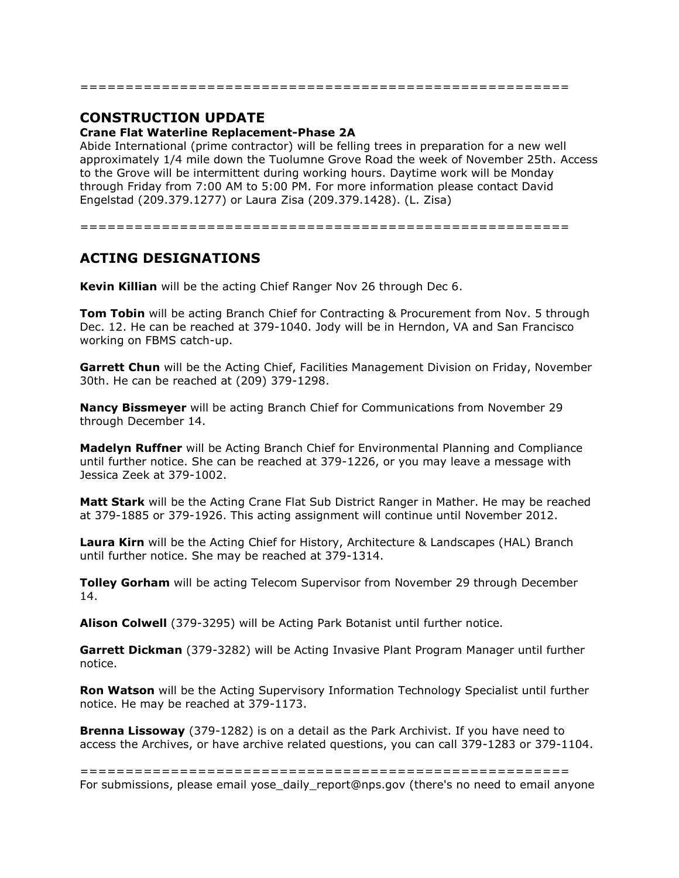========================================================

## CONSTRUCTION UPDATE

**Crane Flat Waterline Replacement-Phase 2A**

Abide International (prime contractor) will be felling trees in preparation for a new well approximately 1/4 mile down the Tuolumne Grove Road the week of November 25th. Access to the Grove will be intermittent during working hours. Daytime work will be Monday through Friday from 7:00 AM to 5:00 PM. For more information please contact David Engelstad (209.379.1277) or Laura Zisa (209.379.1428). (L. Zisa)

========================================================

## ACTING DESIGNATIONS

**Kevin Killian** will be the acting Chief Ranger Nov 26 through Dec 6.

**Tom Tobin** will be acting Branch Chief for Contracting & Procurement from Nov. 5 through Dec. 12. He can be reached at 379-1040. Jody will be in Herndon, VA and San Francisco working on FBMS catch-up.

**Garrett Chun** will be the Acting Chief, Facilities Management Division on Friday, November 30th. He can be reached at (209) 379-1298.

**Nancy Bissmeyer** will be acting Branch Chief for Communications from November 29 through December 14.

**Madelyn Ruffner** will be Acting Branch Chief for Environmental Planning and Compliance until further notice. She can be reached at 379-1226, or you may leave a message with Jessica Zeek at 379-1002.

**Matt Stark** will be the Acting Crane Flat Sub District Ranger in Mather. He may be reached at 379-1885 or 379-1926. This acting assignment will continue until November 2012.

**Laura Kirn** will be the Acting Chief for History, Architecture & Landscapes (HAL) Branch until further notice. She may be reached at 379-1314.

**Tolley Gorham** will be acting Telecom Supervisor from November 29 through December 14.

**Alison Colwell** (379-3295) will be Acting Park Botanist until further notice.

**Garrett Dickman** (379-3282) will be Acting Invasive Plant Program Manager until further notice.

**Ron Watson** will be the Acting Supervisory Information Technology Specialist until further notice. He may be reached at 379-1173.

**Brenna Lissoway** (379-1282) is on a detail as the Park Archivist. If you have need to access the Archives, or have archive related questions, you can call 379-1283 or 379-1104.

========================================================

For submissions, please email yose_daily_report@nps.gov (there's no need to email anyone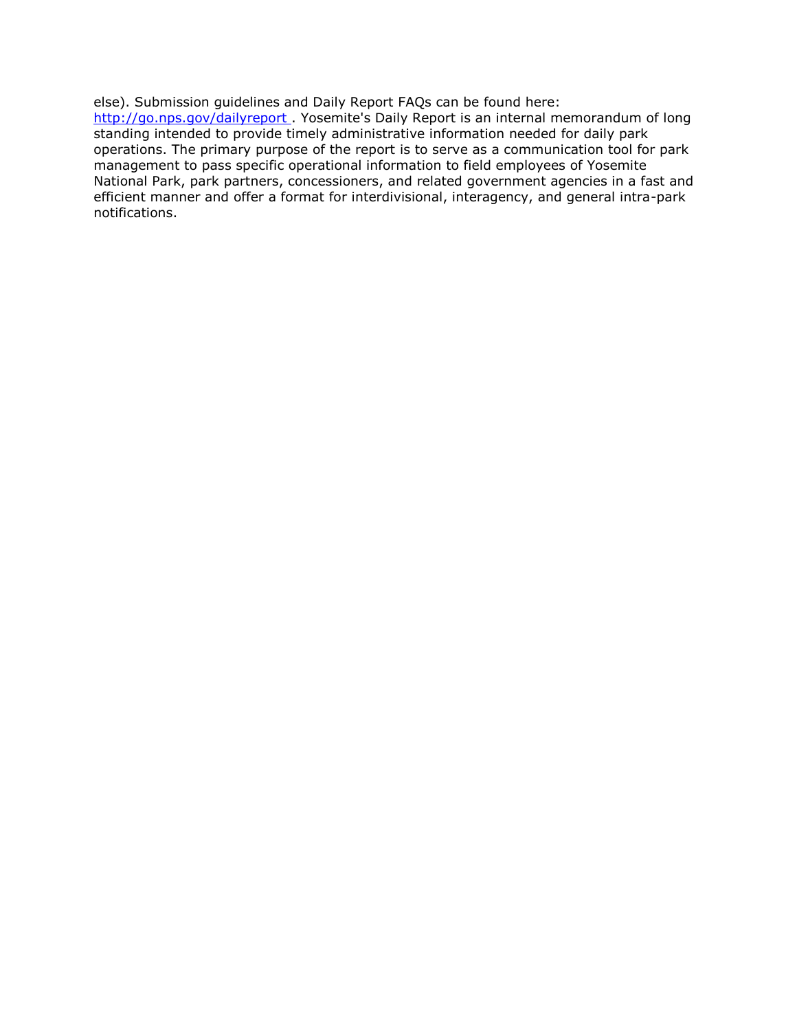else). Submission guidelines and Daily Report FAQs can be found here: [http://go.nps.gov/dailyreport](http://go.nps.gov/dailyreport) . Yosemite's Daily Report is an internal memorandum of long standing intended to provide timely administrative information needed for daily park operations. The primary purpose of the report is to serve as a communication tool for park management to pass specific operational information to field employees of Yosemite National Park, park partners, concessioners, and related government agencies in a fast and efficient manner and offer a format for interdivisional, interagency, and general intra-park notifications.